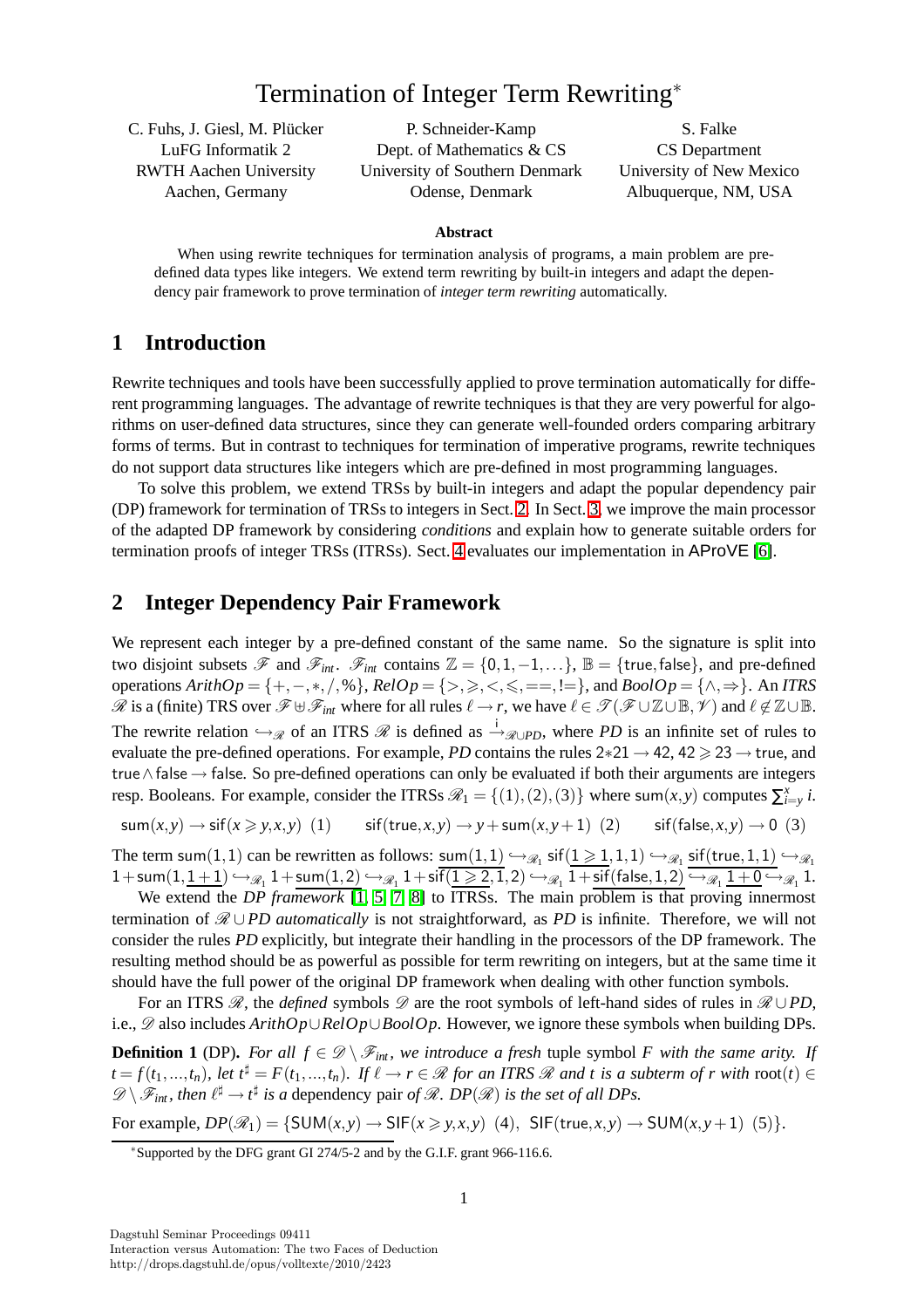# Termination of Integer Term Rewriting*

C. Fuhs, J. Giesl, M. Plücker
LuFG Informatik 2
RWTH Aachen University
Aachen, Germany

P. Schneider-Kamp
Dept. of Mathematics & CS
University of Southern Denmark
Odense, Denmark

S. Falke
CS Department
University of New Mexico
Albuquerque, NM, USA

**Abstract**

When using rewrite techniques for termination analysis of programs, a main problem are pre-defined data types like integers. We extend term rewriting by built-in integers and adapt the dependency pair framework to prove termination of *integer term rewriting* automatically.

## 1 Introduction

Rewrite techniques and tools have been successfully applied to prove termination automatically for different programming languages. The advantage of rewrite techniques is that they are very powerful for algorithms on user-defined data structures, since they can generate well-founded orders comparing arbitrary forms of terms. But in contrast to techniques for termination of imperative programs, rewrite techniques do not support data structures like integers which are pre-defined in most programming languages.

To solve this problem, we extend TRSs by built-in integers and adapt the popular dependency pair (DP) framework for termination of TRSs to integers in Sect. 2. In Sect. 3, we improve the main processor of the adapted DP framework by considering *conditions* and explain how to generate suitable orders for termination proofs of integer TRSs (ITRSs). Sect. 4 evaluates our implementation in AProVE [6].

## 2 Integer Dependency Pair Framework

We represent each integer by a pre-defined constant of the same name. So the signature is split into two disjoint subsets $\mathscr{F}$ and $\mathscr{F}_{int}$. $\mathscr{F}_{int}$ contains $\mathbb{Z} = \{0, 1, -1, \ldots\}$, $\mathbb{B} = \{\mathsf{true}, \mathsf{false}\}$, and pre-defined operations $ArithOp = \{+, -, *, /, \%\}$, $RelOp = \{>, \geqslant, <, \leqslant, ==, !=\}$, and $BoolOp = \{\wedge, \Rightarrow\}$. An *ITRS* $\mathscr{R}$ is a (finite) TRS over $\mathscr{F} \uplus \mathscr{F}_{int}$ where for all rules $\ell \to r$, we have $\ell \in \mathscr{T}(\mathscr{F} \cup \mathbb{Z} \cup \mathbb{B}, \mathscr{V})$ and $\ell \notin \mathbb{Z} \cup \mathbb{B}$. The rewrite relation $\hookrightarrow_{\mathscr{R}}$ of an ITRS $\mathscr{R}$ is defined as $\xrightarrow{\mathsf{i}}_{\mathscr{R} \cup PD}$, where $PD$ is an infinite set of rules to evaluate the pre-defined operations. For example, $PD$ contains the rules $2*21 \to 42$, $42 \geqslant 23 \to \mathsf{true}$, and $\mathsf{true} \wedge \mathsf{false} \to \mathsf{false}$. So pre-defined operations can only be evaluated if both their arguments are integers resp. Booleans. For example, consider the ITRSs $\mathscr{R}_1 = \{(1), (2), (3)\}$ where $\mathsf{sum}(x, y)$ computes $\sum_{i=y}^{x} i$.

$$\mathsf{sum}(x,y) \to \mathsf{sif}(x \geqslant y, x, y) \;\; (1) \qquad \mathsf{sif}(\mathsf{true}, x, y) \to y + \mathsf{sum}(x, y+1) \;\; (2) \qquad \mathsf{sif}(\mathsf{false}, x, y) \to 0 \;\; (3)$$

The term $\mathsf{sum}(1,1)$ can be rewritten as follows: $\underline{\mathsf{sum}(1,1)} \hookrightarrow_{\mathscr{R}_1} \mathsf{sif}(\underline{1 \geqslant 1}, 1, 1) \hookrightarrow_{\mathscr{R}_1} \underline{\mathsf{sif}(\mathsf{true}, 1, 1)} \hookrightarrow_{\mathscr{R}_1} 1 + \mathsf{sum}(1, \underline{1+1}) \hookrightarrow_{\mathscr{R}_1} 1 + \underline{\mathsf{sum}(1,2)} \hookrightarrow_{\mathscr{R}_1} 1 + \mathsf{sif}(\underline{1 \geqslant 2}, 1, 2) \hookrightarrow_{\mathscr{R}_1} 1 + \underline{\mathsf{sif}(\mathsf{false}, 1, 2)} \hookrightarrow_{\mathscr{R}_1} \underline{1 + 0} \hookrightarrow_{\mathscr{R}_1} 1$.

We extend the *DP framework* [1, 5, 7, 8] to ITRSs. The main problem is that proving innermost termination of $\mathscr{R} \cup PD$ *automatically* is not straightforward, as $PD$ is infinite. Therefore, we will not consider the rules $PD$ explicitly, but integrate their handling in the processors of the DP framework. The resulting method should be as powerful as possible for term rewriting on integers, but at the same time it should have the full power of the original DP framework when dealing with other function symbols.

For an ITRS $\mathscr{R}$, the *defined* symbols $\mathscr{D}$ are the root symbols of left-hand sides of rules in $\mathscr{R} \cup PD$, i.e., $\mathscr{D}$ also includes $ArithOp \cup RelOp \cup BoolOp$. However, we ignore these symbols when building DPs.

**Definition 1** (DP). *For all $f \in \mathscr{D} \setminus \mathscr{F}_{int}$, we introduce a fresh* tuple symbol *$F$ with the same arity. If $t = f(t_1, \ldots, t_n)$, let $t^\sharp = F(t_1, \ldots, t_n)$. If $\ell \to r \in \mathscr{R}$ for an ITRS $\mathscr{R}$ and $t$ is a subterm of $r$ with $\mathrm{root}(t) \in \mathscr{D} \setminus \mathscr{F}_{int}$, then $\ell^\sharp \to t^\sharp$ is a* dependency pair *of $\mathscr{R}$. $DP(\mathscr{R})$ is the set of all DPs.*

For example, $DP(\mathscr{R}_1) = \{\mathsf{SUM}(x,y) \to \mathsf{SIF}(x \geqslant y, x, y) \;\; (4), \;\; \mathsf{SIF}(\mathsf{true}, x, y) \to \mathsf{SUM}(x, y+1) \;\; (5)\}$.

*Supported by the DFG grant GI 274/5-2 and by the G.I.F. grant 966-116.6.

Dagstuhl Seminar Proceedings 09411
Interaction versus Automation: The two Faces of Deduction
http://drops.dagstuhl.de/opus/volltexte/2010/2423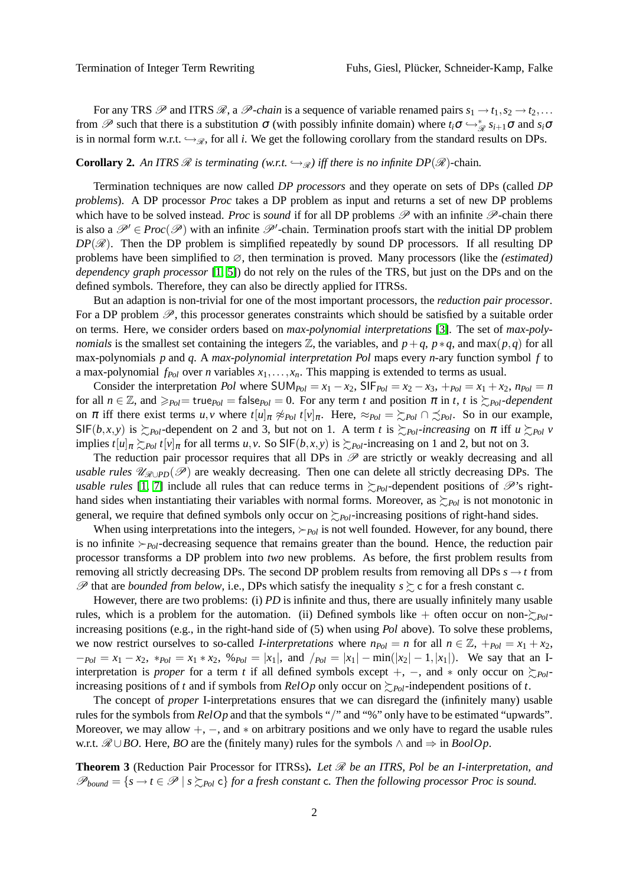For any TRS $\mathscr{P}$ and ITRS $\mathscr{R}$, a *$\mathscr{P}$-chain* is a sequence of variable renamed pairs $s_1 \to t_1, s_2 \to t_2, \ldots$ from $\mathscr{P}$ such that there is a substitution $\sigma$ (with possibly infinite domain) where $t_i\sigma \hookrightarrow^*_{\mathscr{R}} s_{i+1}\sigma$ and $s_i\sigma$ is in normal form w.r.t. $\hookrightarrow_{\mathscr{R}}$, for all $i$. We get the following corollary from the standard results on DPs.

**Corollary 2.** *An ITRS $\mathscr{R}$ is terminating (w.r.t. $\hookrightarrow_{\mathscr{R}}$) iff there is no infinite $DP(\mathscr{R})$-chain.*

Termination techniques are now called *DP processors* and they operate on sets of DPs (called *DP problems*). A DP processor *Proc* takes a DP problem as input and returns a set of new DP problems which have to be solved instead. *Proc* is *sound* if for all DP problems $\mathscr{P}$ with an infinite $\mathscr{P}$-chain there is also a $\mathscr{P}' \in Proc(\mathscr{P})$ with an infinite $\mathscr{P}'$-chain. Termination proofs start with the initial DP problem $DP(\mathscr{R})$. Then the DP problem is simplified repeatedly by sound DP processors. If all resulting DP problems have been simplified to $\varnothing$, then termination is proved. Many processors (like the *(estimated) dependency graph processor* [1, 5]) do not rely on the rules of the TRS, but just on the DPs and on the defined symbols. Therefore, they can also be directly applied for ITRSs.

But an adaption is non-trivial for one of the most important processors, the *reduction pair processor*. For a DP problem $\mathscr{P}$, this processor generates constraints which should be satisfied by a suitable order on terms. Here, we consider orders based on *max-polynomial interpretations* [3]. The set of *max-polynomials* is the smallest set containing the integers $\mathbb{Z}$, the variables, and $p+q$, $p*q$, and $\max(p,q)$ for all max-polynomials $p$ and $q$. A *max-polynomial interpretation Pol* maps every $n$-ary function symbol $f$ to a max-polynomial $f_{Pol}$ over $n$ variables $x_1,\ldots,x_n$. This mapping is extended to terms as usual.

Consider the interpretation *Pol* where $\mathsf{SUM}_{Pol} = x_1 - x_2$, $\mathsf{SIF}_{Pol} = x_2 - x_3$, $+_{Pol} = x_1 + x_2$, $n_{Pol} = n$ for all $n \in \mathbb{Z}$, and $\geqslant_{Pol} = \mathsf{true}_{Pol} = \mathsf{false}_{Pol} = 0$. For any term $t$ and position $\pi$ in $t$, $t$ is *$\succsim_{Pol}$-dependent* on $\pi$ iff there exist terms $u,v$ where $t[u]_\pi \not\approx_{Pol} t[v]_\pi$. Here, $\approx_{Pol} = \succsim_{Pol} \cap \precsim_{Pol}$. So in our example, $\mathsf{SIF}(b,x,y)$ is $\succsim_{Pol}$-dependent on 2 and 3, but not on 1. A term $t$ is *$\succsim_{Pol}$-increasing* on $\pi$ iff $u \succsim_{Pol} v$ implies $t[u]_\pi \succsim_{Pol} t[v]_\pi$ for all terms $u,v$. So $\mathsf{SIF}(b,x,y)$ is $\succsim_{Pol}$-increasing on 1 and 2, but not on 3.

The reduction pair processor requires that all DPs in $\mathscr{P}$ are strictly or weakly decreasing and all *usable rules* $\mathscr{U}_{\mathscr{R}\cup PD}(\mathscr{P})$ are weakly decreasing. Then one can delete all strictly decreasing DPs. The *usable rules* [1, 7] include all rules that can reduce terms in $\succsim_{Pol}$-dependent positions of $\mathscr{P}$'s right-hand sides when instantiating their variables with normal forms. Moreover, as $\succsim_{Pol}$ is not monotonic in general, we require that defined symbols only occur on $\succsim_{Pol}$-increasing positions of right-hand sides.

When using interpretations into the integers, $\succ_{Pol}$ is not well founded. However, for any bound, there is no infinite $\succ_{Pol}$-decreasing sequence that remains greater than the bound. Hence, the reduction pair processor transforms a DP problem into *two* new problems. As before, the first problem results from removing all strictly decreasing DPs. The second DP problem results from removing all DPs $s \to t$ from $\mathscr{P}$ that are *bounded from below*, i.e., DPs which satisfy the inequality $s \succsim \mathsf{c}$ for a fresh constant $\mathsf{c}$.

However, there are two problems: (i) *PD* is infinite and thus, there are usually infinitely many usable rules, which is a problem for the automation. (ii) Defined symbols like $+$ often occur on non-$\succsim_{Pol}$-increasing positions (e.g., in the right-hand side of (5) when using *Pol* above). To solve these problems, we now restrict ourselves to so-called *I-interpretations* where $n_{Pol} = n$ for all $n \in \mathbb{Z}$, $+_{Pol} = x_1 + x_2$, $-_{Pol} = x_1 - x_2$, $*_{Pol} = x_1 * x_2$, $\%_{Pol} = |x_1|$, and $/_{Pol} = |x_1| - \min(|x_2| - 1, |x_1|)$. We say that an I-interpretation is *proper* for a term $t$ if all defined symbols except $+$, $-$, and $*$ only occur on $\succsim_{Pol}$-increasing positions of $t$ and if symbols from *RelOp* only occur on $\succsim_{Pol}$-independent positions of $t$.

The concept of *proper* I-interpretations ensures that we can disregard the (infinitely many) usable rules for the symbols from *RelOp* and that the symbols "/" and "%" only have to be estimated "upwards". Moreover, we may allow $+$, $-$, and $*$ on arbitrary positions and we only have to regard the usable rules w.r.t. $\mathscr{R} \cup BO$. Here, *BO* are the (finitely many) rules for the symbols $\wedge$ and $\Rightarrow$ in *BoolOp*.

**Theorem 3** (Reduction Pair Processor for ITRSs)**.** *Let $\mathscr{R}$ be an ITRS, Pol be an I-interpretation, and $\mathscr{P}_{bound} = \{s \to t \in \mathscr{P} \mid s \succsim_{Pol} \mathsf{c}\}$ for a fresh constant $\mathsf{c}$. Then the following processor Proc is sound.*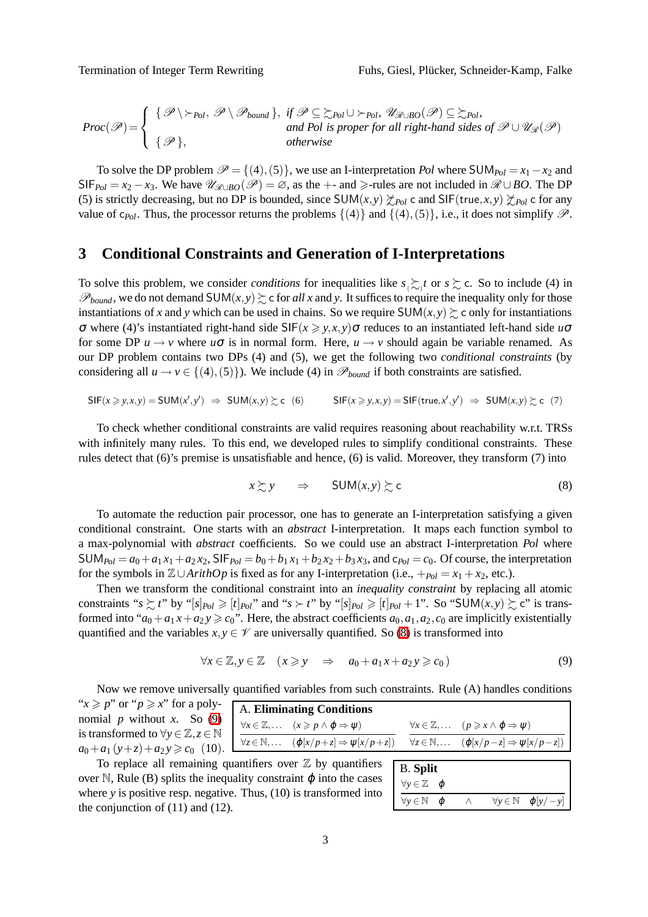$$Proc(\mathscr{P}) = \begin{cases} \{\mathscr{P} \setminus \succ_{Pol},\ \mathscr{P} \setminus \mathscr{P}_{bound}\}, & \text{if } \mathscr{P} \subseteq \succsim_{Pol} \cup \succ_{Pol},\ \mathscr{U}_{\mathscr{R}\cup BO}(\mathscr{P}) \subseteq \succsim_{Pol}, \\ & \text{and } Pol \text{ is proper for all right-hand sides of } \mathscr{P} \cup \mathscr{U}_{\mathscr{R}}(\mathscr{P}) \\ \{\mathscr{P}\}, & \text{otherwise} \end{cases}$$

To solve the DP problem $\mathscr{P} = \{(4),(5)\}$, we use an I-interpretation *Pol* where $\mathsf{SUM}_{Pol} = x_1 - x_2$ and $\mathsf{SIF}_{Pol} = x_2 - x_3$. We have $\mathscr{U}_{\mathscr{R}\cup BO}(\mathscr{P}) = \varnothing$, as the $+$- and $\geqslant$-rules are not included in $\mathscr{R} \cup BO$. The DP (5) is strictly decreasing, but no DP is bounded, since $\mathsf{SUM}(x,y) \not\succsim_{Pol} \mathsf{c}$ and $\mathsf{SIF}(\mathsf{true},x,y) \not\succsim_{Pol} \mathsf{c}$ for any value of $\mathsf{c}_{Pol}$. Thus, the processor returns the problems $\{(4)\}$ and $\{(4),(5)\}$, i.e., it does not simplify $\mathscr{P}$.

## 3 Conditional Constraints and Generation of I-Interpretations

To solve this problem, we consider *conditions* for inequalities like $s \mathrel{_{(}\succsim_{)}} t$ or $s \succsim \mathsf{c}$. So to include (4) in $\mathscr{P}_{bound}$, we do not demand $\mathsf{SUM}(x,y) \succsim \mathsf{c}$ for *all* $x$ and $y$. It suffices to require the inequality only for those instantiations of $x$ and $y$ which can be used in chains. So we require $\mathsf{SUM}(x,y) \succsim \mathsf{c}$ only for instantiations $\sigma$ where (4)'s instantiated right-hand side $\mathsf{SIF}(x \geqslant y, x, y)\sigma$ reduces to an instantiated left-hand side $u\sigma$ for some DP $u \to v$ where $u\sigma$ is in normal form. Here, $u \to v$ should again be variable renamed. As our DP problem contains two DPs (4) and (5), we get the following two *conditional constraints* (by considering all $u \to v \in \{(4),(5)\}$). We include (4) in $\mathscr{P}_{bound}$ if both constraints are satisfied.

$$\mathsf{SIF}(x \geqslant y, x, y) = \mathsf{SUM}(x', y') \ \Rightarrow\ \mathsf{SUM}(x,y) \succsim \mathsf{c} \quad (6) \qquad\qquad \mathsf{SIF}(x \geqslant y, x, y) = \mathsf{SIF}(\mathsf{true}, x', y') \ \Rightarrow\ \mathsf{SUM}(x,y) \succsim \mathsf{c} \quad (7)$$

To check whether conditional constraints are valid requires reasoning about reachability w.r.t. TRSs with infinitely many rules. To this end, we developed rules to simplify conditional constraints. These rules detect that (6)'s premise is unsatisfiable and hence, (6) is valid. Moreover, they transform (7) into

$$x \succsim y \qquad \Rightarrow \qquad \mathsf{SUM}(x,y) \succsim \mathsf{c} \tag{8}$$

To automate the reduction pair processor, one has to generate an I-interpretation satisfying a given conditional constraint. One starts with an *abstract* I-interpretation. It maps each function symbol to a max-polynomial with *abstract* coefficients. So we could use an abstract I-interpretation *Pol* where $\mathsf{SUM}_{Pol} = a_0 + a_1 x_1 + a_2 x_2$, $\mathsf{SIF}_{Pol} = b_0 + b_1 x_1 + b_2 x_2 + b_3 x_3$, and $\mathsf{c}_{Pol} = c_0$. Of course, the interpretation for the symbols in $\mathbb{Z} \cup ArithOp$ is fixed as for any I-interpretation (i.e., $+_{Pol} = x_1 + x_2$, etc.).

Then we transform the conditional constraint into an *inequality constraint* by replacing all atomic constraints "$s \succsim t$" by "$[s]_{Pol} \geqslant [t]_{Pol}$" and "$s \succ t$" by "$[s]_{Pol} \geqslant [t]_{Pol} + 1$". So "$\mathsf{SUM}(x,y) \succsim \mathsf{c}$" is transformed into "$a_0 + a_1 x + a_2 y \geqslant c_0$". Here, the abstract coefficients $a_0, a_1, a_2, c_0$ are implicitly existentially quantified and the variables $x, y \in \mathscr{V}$ are universally quantified. So (8) is transformed into

$$\forall x \in \mathbb{Z}, y \in \mathbb{Z} \quad (x \geqslant y \quad \Rightarrow \quad a_0 + a_1 x + a_2 y \geqslant c_0) \tag{9}$$

Now we remove universally quantified variables from such constraints. Rule (A) handles conditions "$x \geqslant p$" or "$p \geqslant x$" for a polynomial $p$ without $x$. So (9) is transformed to $\forall y \in \mathbb{Z}, z \in \mathbb{N}$ $a_0 + a_1(y+z) + a_2 y \geqslant c_0$ (10).

| A. **Eliminating Conditions** | |
|---|---|
| $\forall x \in \mathbb{Z}, \ldots \quad (x \geqslant p \wedge \varphi \Rightarrow \psi)$ | $\forall x \in \mathbb{Z}, \ldots \quad (p \geqslant x \wedge \varphi \Rightarrow \psi)$ |
| $\forall z \in \mathbb{N}, \ldots \quad (\varphi[x/p+z] \Rightarrow \psi[x/p+z])$ | $\forall z \in \mathbb{N}, \ldots \quad (\varphi[x/p-z] \Rightarrow \psi[x/p-z])$ |

To replace all remaining quantifiers over $\mathbb{Z}$ by quantifiers over $\mathbb{N}$, Rule (B) splits the inequality constraint $\varphi$ into the cases where $y$ is positive resp. negative. Thus, (10) is transformed into the conjunction of (11) and (12).

| B. **Split** |
|---|
| $\forall y \in \mathbb{Z} \quad \varphi$ |
| $\forall y \in \mathbb{N} \quad \varphi \quad \wedge \quad \forall y \in \mathbb{N} \quad \varphi[y/-y]$ |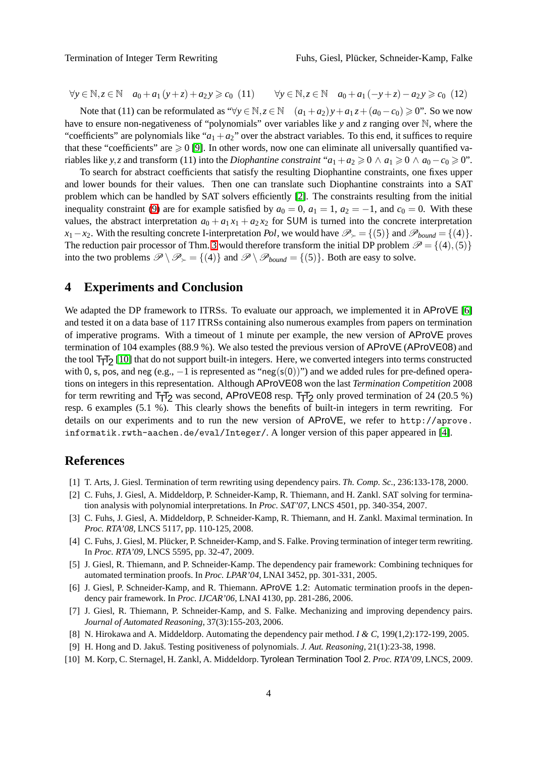$$\forall y \in \mathbb{N}, z \in \mathbb{N} \quad a_0 + a_1\,(y+z) + a_2\,y \geqslant c_0 \;\; (11) \qquad \forall y \in \mathbb{N}, z \in \mathbb{N} \quad a_0 + a_1\,(-y+z) - a_2\,y \geqslant c_0 \;\; (12)$$

Note that (11) can be reformulated as "$\forall y \in \mathbb{N}, z \in \mathbb{N} \quad (a_1 + a_2)\,y + a_1\,z + (a_0 - c_0) \geqslant 0$". So we now have to ensure non-negativeness of "polynomials" over variables like $y$ and $z$ ranging over $\mathbb{N}$, where the "coefficients" are polynomials like "$a_1 + a_2$" over the abstract variables. To this end, it suffices to require that these "coefficients" are $\geqslant 0$ [9]. In other words, now one can eliminate all universally quantified variables like $y, z$ and transform (11) into the *Diophantine constraint* "$a_1 + a_2 \geqslant 0 \wedge a_1 \geqslant 0 \wedge a_0 - c_0 \geqslant 0$".

To search for abstract coefficients that satisfy the resulting Diophantine constraints, one fixes upper and lower bounds for their values. Then one can translate such Diophantine constraints into a SAT problem which can be handled by SAT solvers efficiently [2]. The constraints resulting from the initial inequality constraint (9) are for example satisfied by $a_0 = 0$, $a_1 = 1$, $a_2 = -1$, and $c_0 = 0$. With these values, the abstract interpretation $a_0 + a_1\,x_1 + a_2\,x_2$ for SUM is turned into the concrete interpretation $x_1 - x_2$. With the resulting concrete I-interpretation *Pol*, we would have $\mathscr{P}_{\succ} = \{(5)\}$ and $\mathscr{P}_{bound} = \{(4)\}$. The reduction pair processor of Thm. 3 would therefore transform the initial DP problem $\mathscr{P} = \{(4),(5)\}$ into the two problems $\mathscr{P} \setminus \mathscr{P}_{\succ} = \{(4)\}$ and $\mathscr{P} \setminus \mathscr{P}_{bound} = \{(5)\}$. Both are easy to solve.

## 4 Experiments and Conclusion

We adapted the DP framework to ITRSs. To evaluate our approach, we implemented it in AProVE [6] and tested it on a data base of 117 ITRSs containing also numerous examples from papers on termination of imperative programs. With a timeout of 1 minute per example, the new version of AProVE proves termination of 104 examples (88.9 %). We also tested the previous version of AProVE (AProVE08) and the tool $\mathsf{T_TT_2}$ [10] that do not support built-in integers. Here, we converted integers into terms constructed with 0, s, pos, and neg (e.g., $-1$ is represented as "$\mathsf{neg}(\mathsf{s}(0))$") and we added rules for pre-defined operations on integers in this representation. Although AProVE08 won the last *Termination Competition* 2008 for term rewriting and $\mathsf{T_TT_2}$ was second, AProVE08 resp. $\mathsf{T_TT_2}$ only proved termination of 24 (20.5 %) resp. 6 examples (5.1 %). This clearly shows the benefits of built-in integers in term rewriting. For details on our experiments and to run the new version of AProVE, we refer to `http://aprove.informatik.rwth-aachen.de/eval/Integer/`. A longer version of this paper appeared in [4].

## References

[1] T. Arts, J. Giesl. Termination of term rewriting using dependency pairs. *Th. Comp. Sc.*, 236:133-178, 2000.

[2] C. Fuhs, J. Giesl, A. Middeldorp, P. Schneider-Kamp, R. Thiemann, and H. Zankl. SAT solving for termination analysis with polynomial interpretations. In *Proc. SAT'07*, LNCS 4501, pp. 340-354, 2007.

[3] C. Fuhs, J. Giesl, A. Middeldorp, P. Schneider-Kamp, R. Thiemann, and H. Zankl. Maximal termination. In *Proc. RTA'08*, LNCS 5117, pp. 110-125, 2008.

[4] C. Fuhs, J. Giesl, M. Plücker, P. Schneider-Kamp, and S. Falke. Proving termination of integer term rewriting. In *Proc. RTA'09*, LNCS 5595, pp. 32-47, 2009.

[5] J. Giesl, R. Thiemann, and P. Schneider-Kamp. The dependency pair framework: Combining techniques for automated termination proofs. In *Proc. LPAR'04*, LNAI 3452, pp. 301-331, 2005.

[6] J. Giesl, P. Schneider-Kamp, and R. Thiemann. AProVE 1.2: Automatic termination proofs in the dependency pair framework. In *Proc. IJCAR'06*, LNAI 4130, pp. 281-286, 2006.

[7] J. Giesl, R. Thiemann, P. Schneider-Kamp, and S. Falke. Mechanizing and improving dependency pairs. *Journal of Automated Reasoning*, 37(3):155-203, 2006.

[8] N. Hirokawa and A. Middeldorp. Automating the dependency pair method. *I & C*, 199(1,2):172-199, 2005.

[9] H. Hong and D. Jakuš. Testing positiveness of polynomials. *J. Aut. Reasoning*, 21(1):23-38, 1998.

[10] M. Korp, C. Sternagel, H. Zankl, A. Middeldorp. Tyrolean Termination Tool 2. *Proc. RTA'09*, LNCS, 2009.